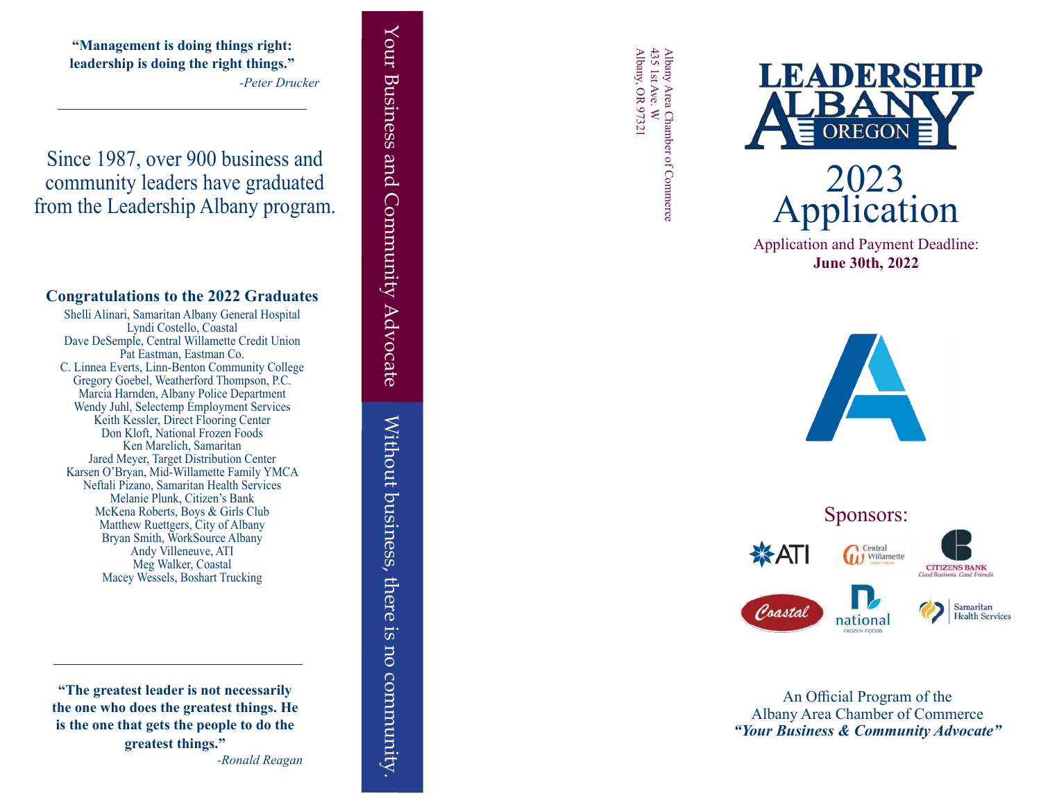**“Management is doing things right: leadership is doing the right things.”**

*-Peter Drucker*

---

Since 1987, over 900 business and community leaders have graduated from the Leadership Albany program.

### Congratulations to the 2022 Graduates

Shelli Alinari, Samaritan Albany General Hospital
Lyndi Costello, Coastal
Dave DeSemple, Central Willamette Credit Union
Pat Eastman, Eastman Co.
C. Linnea Everts, Linn-Benton Community College
Gregory Goebel, Weatherford Thompson, P.C.
Marcia Harnden, Albany Police Department
Wendy Juhl, Selectemp Employment Services
Keith Kessler, Direct Flooring Center
Don Kloft, National Frozen Foods
Ken Marelich, Samaritan
Jared Meyer, Target Distribution Center
Karsen O’Bryan, Mid-Willamette Family YMCA
Neftali Pizano, Samaritan Health Services
Melanie Plunk, Citizen’s Bank
McKena Roberts, Boys & Girls Club
Matthew Ruettgers, City of Albany
Bryan Smith, WorkSource Albany
Andy Villeneuve, ATI
Meg Walker, Coastal
Macey Wessels, Boshart Trucking

---

**“The greatest leader is not necessarily the one who does the greatest things. He is the one that gets the people to do the greatest things.”**

*-Ronald Reagan*

Your Business and Community Advocate

Without business, there is no community.

Albany Area Chamber of Commerce
435 1st Ave. W
Albany, OR 97321

# LEADERSHIP ALBANY OREGON

# 2023 Application

Application and Payment Deadline:
**June 30th, 2022**

## Sponsors:

ATI
Central Willamette Credit Union
Citizens Bank — Good Business. Good Friends.
Coastal
national Frozen Foods
Samaritan Health Services

An Official Program of the
Albany Area Chamber of Commerce
***“Your Business & Community Advocate”***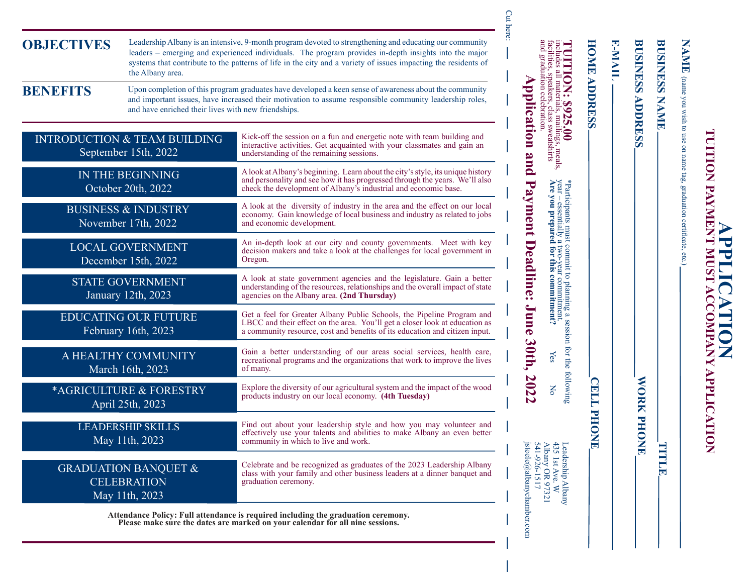## OBJECTIVES

Leadership Albany is an intensive, 9-month program devoted to strengthening and educating our community leaders – emerging and experienced individuals. The program provides in-depth insights into the major systems that contribute to the patterns of life in the city and a variety of issues impacting the residents of the Albany area.

## BENEFITS

Upon completion of this program graduates have developed a keen sense of awareness about the community and important issues, have increased their motivation to assume responsible community leadership roles, and have enriched their lives with new friendships.

| | |
|---|---|
| INTRODUCTION & TEAM BUILDING<br>September 15th, 2022 | Kick-off the session on a fun and energetic note with team building and interactive activities. Get acquainted with your classmates and gain an understanding of the remaining sessions. |
| IN THE BEGINNING<br>October 20th, 2022 | A look at Albany's beginning. Learn about the city's style, its unique history and personality and see how it has progressed through the years. We'll also check the development of Albany's industrial and economic base. |
| BUSINESS & INDUSTRY<br>November 17th, 2022 | A look at the diversity of industry in the area and the effect on our local economy. Gain knowledge of local business and industry as related to jobs and economic development. |
| LOCAL GOVERNMENT<br>December 15th, 2022 | An in-depth look at our city and county governments. Meet with key decision makers and take a look at the challenges for local government in Oregon. |
| STATE GOVERNMENT<br>January 12th, 2023 | A look at state government agencies and the legislature. Gain a better understanding of the resources, relationships and the overall impact of state agencies on the Albany area. **(2nd Thursday)** |
| EDUCATING OUR FUTURE<br>February 16th, 2023 | Get a feel for Greater Albany Public Schools, the Pipeline Program and LBCC and their effect on the area. You'll get a closer look at education as a community resource, cost and benefits of its education and citizen input. |
| A HEALTHY COMMUNITY<br>March 16th, 2023 | Gain a better understanding of our areas social services, health care, recreational programs and the organizations that work to improve the lives of many. |
| *AGRICULTURE & FORESTRY<br>April 25th, 2023 | Explore the diversity of our agricultural system and the impact of the wood products industry on our local economy. **(4th Tuesday)** |
| LEADERSHIP SKILLS<br>May 11th, 2023 | Find out about your leadership style and how you may volunteer and effectively use your talents and abilities to make Albany an even better community in which to live and work. |
| GRADUATION BANQUET & CELEBRATION<br>May 11th, 2023 | Celebrate and be recognized as graduates of the 2023 Leadership Albany class with your family and other business leaders at a dinner banquet and graduation ceremony. |

**Attendance Policy: Full attendance is required including the graduation ceremony. Please make sure the dates are marked on your calendar for all nine sessions.**

Cut here:

# APPLICATION

## TUITION PAYMENT MUST ACCOMPANY APPLICATION

**NAME** (name you wish to use on name tag, graduation certificate, etc.) ____________________

**BUSINESS NAME** ____________________ **TITLE** ____________

**BUSINESS ADDRESS** ____________________ **WORK PHONE** ____________

**E-MAIL** ____________________

**HOME ADDRESS** ____________________ **CELL PHONE** ____________

**TUITION: $925.00** includes all materials, mailings, meals, facilities, speakers, class sweatshirts and graduation celebration.

*Participants must commit to planning a session for the following year – essentially a two-year commitment.
**Are you prepared for this commitment?** Yes No

Leadership Albany
435 1st Ave. W
Albany OR 97321
541-926-1517
jsteele@albanychamber.com

**Application and Payment Deadline: June 30th, 2022**